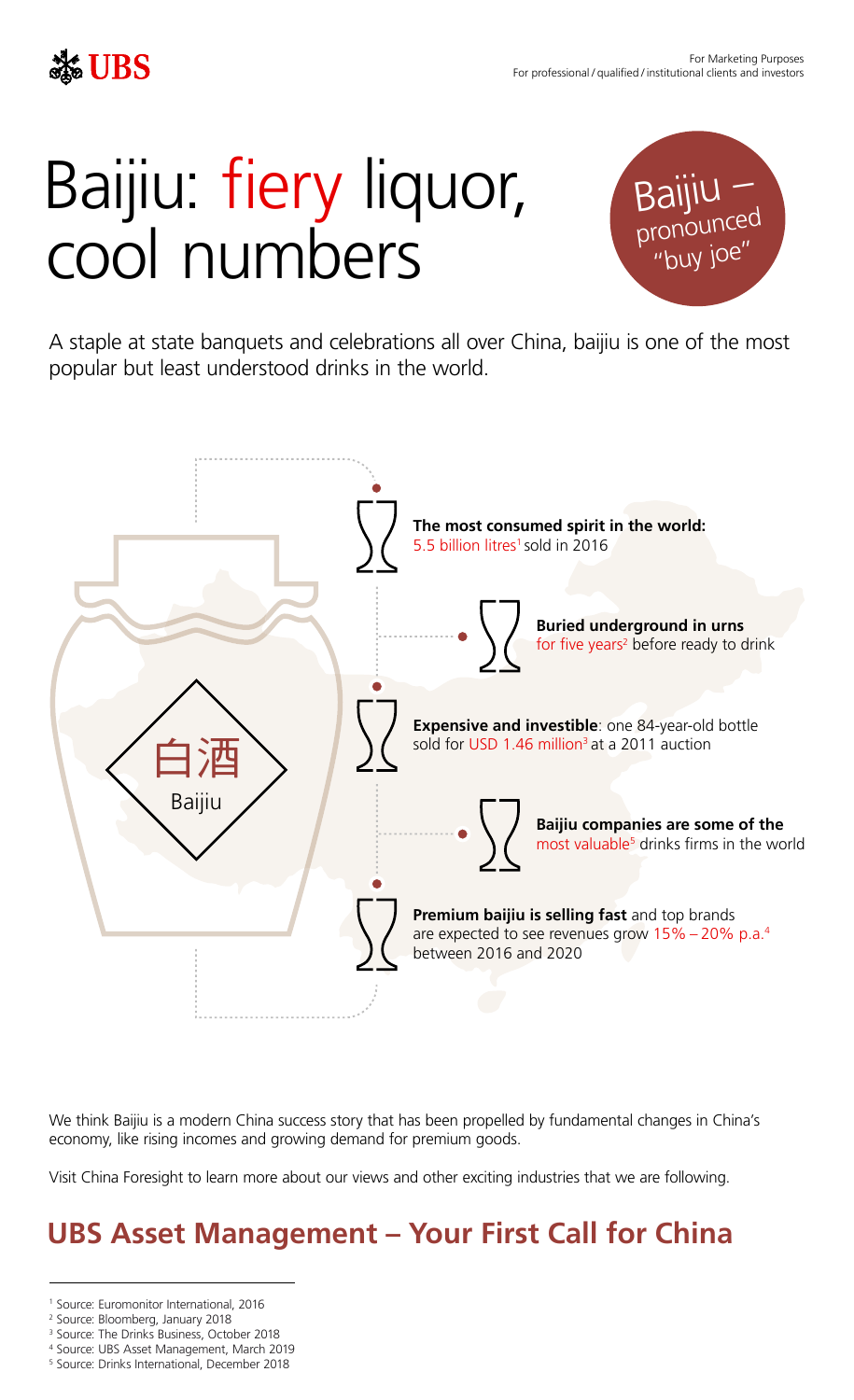For Marketing Purposes
For professional / qualified / institutional clients and investors

# Baijiu: fiery liquor, cool numbers

Baijiu – pronounced "buy joe"

A staple at state banquets and celebrations all over China, baijiu is one of the most popular but least understood drinks in the world.

白酒
Baijiu

**The most consumed spirit in the world:** 5.5 billion litres[1] sold in 2016

**Buried underground in urns** for five years[2] before ready to drink

**Expensive and investible**: one 84-year-old bottle sold for USD 1.46 million[3] at a 2011 auction

**Baijiu companies are some of the** most valuable[5] drinks firms in the world

**Premium baijiu is selling fast** and top brands are expected to see revenues grow 15% – 20% p.a.[4] between 2016 and 2020

We think Baijiu is a modern China success story that has been propelled by fundamental changes in China's economy, like rising incomes and growing demand for premium goods.

Visit China Foresight to learn more about our views and other exciting industries that we are following.

## UBS Asset Management – Your First Call for China

[1] Source: Euromonitor International, 2016
[2] Source: Bloomberg, January 2018
[3] Source: The Drinks Business, October 2018
[4] Source: UBS Asset Management, March 2019
[5] Source: Drinks International, December 2018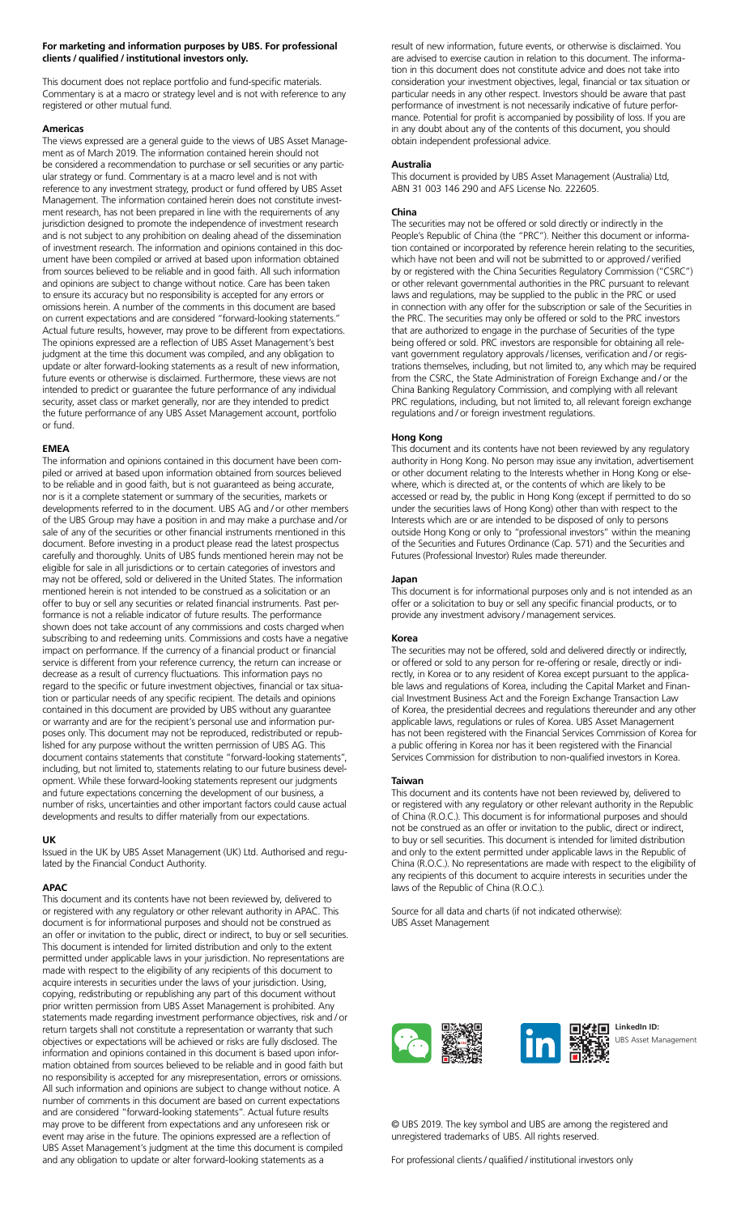**For marketing and information purposes by UBS. For professional clients / qualified / institutional investors only.**

This document does not replace portfolio and fund-specific materials. Commentary is at a macro or strategy level and is not with reference to any registered or other mutual fund.

**Americas**

The views expressed are a general guide to the views of UBS Asset Management as of March 2019. The information contained herein should not be considered a recommendation to purchase or sell securities or any particular strategy or fund. Commentary is at a macro level and is not with reference to any investment strategy, product or fund offered by UBS Asset Management. The information contained herein does not constitute investment research, has not been prepared in line with the requirements of any jurisdiction designed to promote the independence of investment research and is not subject to any prohibition on dealing ahead of the dissemination of investment research. The information and opinions contained in this document have been compiled or arrived at based upon information obtained from sources believed to be reliable and in good faith. All such information and opinions are subject to change without notice. Care has been taken to ensure its accuracy but no responsibility is accepted for any errors or omissions herein. A number of the comments in this document are based on current expectations and are considered "forward-looking statements." Actual future results, however, may prove to be different from expectations. The opinions expressed are a reflection of UBS Asset Management's best judgment at the time this document was compiled, and any obligation to update or alter forward-looking statements as a result of new information, future events or otherwise is disclaimed. Furthermore, these views are not intended to predict or guarantee the future performance of any individual security, asset class or market generally, nor are they intended to predict the future performance of any UBS Asset Management account, portfolio or fund.

**EMEA**

The information and opinions contained in this document have been compiled or arrived at based upon information obtained from sources believed to be reliable and in good faith, but is not guaranteed as being accurate, nor is it a complete statement or summary of the securities, markets or developments referred to in the document. UBS AG and / or other members of the UBS Group may have a position in and may make a purchase and / or sale of any of the securities or other financial instruments mentioned in this document. Before investing in a product please read the latest prospectus carefully and thoroughly. Units of UBS funds mentioned herein may not be eligible for sale in all jurisdictions or to certain categories of investors and may not be offered, sold or delivered in the United States. The information mentioned herein is not intended to be construed as a solicitation or an offer to buy or sell any securities or related financial instruments. Past performance is not a reliable indicator of future results. The performance shown does not take account of any commissions and costs charged when subscribing to and redeeming units. Commissions and costs have a negative impact on performance. If the currency of a financial product or financial service is different from your reference currency, the return can increase or decrease as a result of currency fluctuations. This information pays no regard to the specific or future investment objectives, financial or tax situation or particular needs of any specific recipient. The details and opinions contained in this document are provided by UBS without any guarantee or warranty and are for the recipient's personal use and information purposes only. This document may not be reproduced, redistributed or republished for any purpose without the written permission of UBS AG. This document contains statements that constitute "forward-looking statements", including, but not limited to, statements relating to our future business development. While these forward-looking statements represent our judgments and future expectations concerning the development of our business, a number of risks, uncertainties and other important factors could cause actual developments and results to differ materially from our expectations.

**UK**

Issued in the UK by UBS Asset Management (UK) Ltd. Authorised and regulated by the Financial Conduct Authority.

**APAC**

This document and its contents have not been reviewed by, delivered to or registered with any regulatory or other relevant authority in APAC. This document is for informational purposes and should not be construed as an offer or invitation to the public, direct or indirect, to buy or sell securities. This document is intended for limited distribution and only to the extent permitted under applicable laws in your jurisdiction. No representations are made with respect to the eligibility of any recipients of this document to acquire interests in securities under the laws of your jurisdiction. Using, copying, redistributing or republishing any part of this document without prior written permission from UBS Asset Management is prohibited. Any statements made regarding investment performance objectives, risk and / or return targets shall not constitute a representation or warranty that such objectives or expectations will be achieved or risks are fully disclosed. The information and opinions contained in this document is based upon information obtained from sources believed to be reliable and in good faith but no responsibility is accepted for any misrepresentation, errors or omissions. All such information and opinions are subject to change without notice. A number of comments in this document are based on current expectations and are considered "forward-looking statements". Actual future results may prove to be different from expectations and any unforeseen risk or event may arise in the future. The opinions expressed are a reflection of UBS Asset Management's judgment at the time this document is compiled and any obligation to update or alter forward-looking statements as a result of new information, future events, or otherwise is disclaimed. You are advised to exercise caution in relation to this document. The information in this document does not constitute advice and does not take into consideration your investment objectives, legal, financial or tax situation or particular needs in any other respect. Investors should be aware that past performance of investment is not necessarily indicative of future performance. Potential for profit is accompanied by possibility of loss. If you are in any doubt about any of the contents of this document, you should obtain independent professional advice.

**Australia**

This document is provided by UBS Asset Management (Australia) Ltd, ABN 31 003 146 290 and AFS License No. 222605.

**China**

The securities may not be offered or sold directly or indirectly in the People's Republic of China (the "PRC"). Neither this document or information contained or incorporated by reference herein relating to the securities, which have not been and will not be submitted to or approved / verified by or registered with the China Securities Regulatory Commission ("CSRC") or other relevant governmental authorities in the PRC pursuant to relevant laws and regulations, may be supplied to the public in the PRC or used in connection with any offer for the subscription or sale of the Securities in the PRC. The securities may only be offered or sold to the PRC investors that are authorized to engage in the purchase of Securities of the type being offered or sold. PRC investors are responsible for obtaining all relevant government regulatory approvals / licenses, verification and / or registrations themselves, including, but not limited to, any which may be required from the CSRC, the State Administration of Foreign Exchange and / or the China Banking Regulatory Commission, and complying with all relevant PRC regulations, including, but not limited to, all relevant foreign exchange regulations and / or foreign investment regulations.

**Hong Kong**

This document and its contents have not been reviewed by any regulatory authority in Hong Kong. No person may issue any invitation, advertisement or other document relating to the Interests whether in Hong Kong or elsewhere, which is directed at, or the contents of which are likely to be accessed or read by, the public in Hong Kong (except if permitted to do so under the securities laws of Hong Kong) other than with respect to the Interests which are or are intended to be disposed of only to persons outside Hong Kong or only to "professional investors" within the meaning of the Securities and Futures Ordinance (Cap. 571) and the Securities and Futures (Professional Investor) Rules made thereunder.

**Japan**

This document is for informational purposes only and is not intended as an offer or a solicitation to buy or sell any specific financial products, or to provide any investment advisory / management services.

**Korea**

The securities may not be offered, sold and delivered directly or indirectly, or offered or sold to any person for re-offering or resale, directly or indirectly, in Korea or to any resident of Korea except pursuant to the applicable laws and regulations of Korea, including the Capital Market and Financial Investment Business Act and the Foreign Exchange Transaction Law of Korea, the presidential decrees and regulations thereunder and any other applicable laws, regulations or rules of Korea. UBS Asset Management has not been registered with the Financial Services Commission of Korea for a public offering in Korea nor has it been registered with the Financial Services Commission for distribution to non-qualified investors in Korea.

**Taiwan**

This document and its contents have not been reviewed by, delivered to or registered with any regulatory or other relevant authority in the Republic of China (R.O.C.). This document is for informational purposes and should not be construed as an offer or invitation to the public, direct or indirect, to buy or sell securities. This document is intended for limited distribution and only to the extent permitted under applicable laws in the Republic of China (R.O.C.). No representations are made with respect to the eligibility of any recipients of this document to acquire interests in securities under the laws of the Republic of China (R.O.C.).

Source for all data and charts (if not indicated otherwise): UBS Asset Management

**LinkedIn ID:** UBS Asset Management

© UBS 2019. The key symbol and UBS are among the registered and unregistered trademarks of UBS. All rights reserved.

For professional clients / qualified / institutional investors only